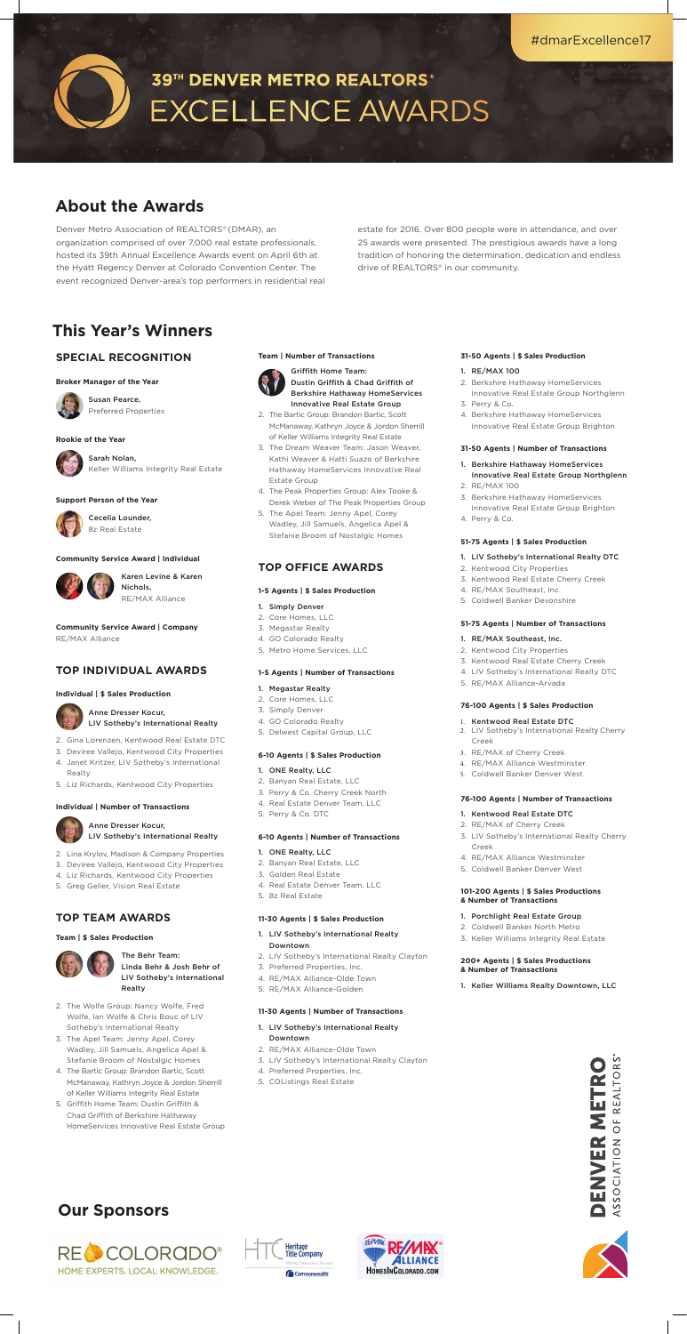#dmarExcellence17

# 39TH DENVER METRO REALTORS® EXCELLENCE AWARDS

## About the Awards

Denver Metro Association of REALTORS® (DMAR), an organization comprised of over 7,000 real estate professionals, hosted its 39th Annual Excellence Awards event on April 6th at the Hyatt Regency Denver at Colorado Convention Center. The event recognized Denver-area's top performers in residential real estate for 2016. Over 800 people were in attendance, and over 25 awards were presented. The prestigious awards have a long tradition of honoring the determination, dedication and endless drive of REALTORS® in our community.

## This Year's Winners

### SPECIAL RECOGNITION

**Broker Manager of the Year**

Susan Pearce, Preferred Properties

**Rookie of the Year**

Sarah Nolan, Keller Williams Integrity Real Estate

**Support Person of the Year**

Cecelia Lounder, 8z Real Estate

**Community Service Award | Individual**

Karen Levine & Karen Nichols, RE/MAX Alliance

**Community Service Award | Company**

RE/MAX Alliance

### TOP INDIVIDUAL AWARDS

**Individual | $ Sales Production**

1. Anne Dresser Kocur, LIV Sotheby's International Realty
2. Gina Lorenzen, Kentwood Real Estate DTC
3. Deviree Vallejo, Kentwood City Properties
4. Janet Kritzer, LIV Sotheby's International Realty
5. Liz Richards, Kentwood City Properties

**Individual | Number of Transactions**

1. Anne Dresser Kocur, LIV Sotheby's International Realty
2. Lina Krylov, Madison & Company Properties
3. Deviree Vallejo, Kentwood City Properties
4. Liz Richards, Kentwood City Properties
5. Greg Geller, Vision Real Estate

### TOP TEAM AWARDS

**Team | $ Sales Production**

1. The Behr Team: Linda Behr & Josh Behr of LIV Sotheby's International Realty
2. The Wolfe Group: Nancy Wolfe, Fred Wolfe, Ian Wolfe & Chris Bouc of LIV Sotheby's International Realty
3. The Apel Team: Jenny Apel, Corey Wadley, Jill Samuels, Angelica Apel & Stefanie Broom of Nostalgic Homes
4. The Bartic Group: Brandon Bartic, Scott McManaway, Kathryn Joyce & Jordon Sherrill of Keller Williams Integrity Real Estate
5. Griffith Home Team: Dustin Griffith & Chad Griffith of Berkshire Hathaway HomeServices Innovative Real Estate Group

**Team | Number of Transactions**

1. Griffith Home Team: Dustin Griffith & Chad Griffith of Berkshire Hathaway HomeServices Innovative Real Estate Group
2. The Bartic Group: Brandon Bartic, Scott McManaway, Kathryn Joyce & Jordon Sherrill of Keller Williams Integrity Real Estate
3. The Dream Weaver Team: Jason Weaver, Kathi Weaver & Hatti Suazo of Berkshire Hathaway HomeServices Innovative Real Estate Group
4. The Peak Properties Group: Alex Tooke & Derek Weber of The Peak Properties Group
5. The Apel Team: Jenny Apel, Corey Wadley, Jill Samuels, Angelica Apel & Stefanie Broom of Nostalgic Homes

### TOP OFFICE AWARDS

**1-5 Agents | $ Sales Production**

1. Simply Denver
2. Core Homes, LLC
3. Megastar Realty
4. GO Colorado Realty
5. Metro Home Services, LLC

**1-5 Agents | Number of Transactions**

1. Megastar Realty
2. Core Homes, LLC
3. Simply Denver
4. GO Colorado Realty
5. Delwest Capital Group, LLC

**6-10 Agents | $ Sales Production**

1. ONE Realty, LLC
2. Banyan Real Estate, LLC
3. Perry & Co. Cherry Creek North
4. Real Estate Denver Team, LLC
5. Perry & Co. DTC

**6-10 Agents | Number of Transactions**

1. ONE Realty, LLC
2. Banyan Real Estate, LLC
3. Golden Real Estate
4. Real Estate Denver Team, LLC
5. 8z Real Estate

**11-30 Agents | $ Sales Production**

1. LIV Sotheby's International Realty Downtown
2. LIV Sotheby's International Realty Clayton
3. Preferred Properties, Inc.
4. RE/MAX Alliance-Olde Town
5. RE/MAX Alliance-Golden

**11-30 Agents | Number of Transactions**

1. LIV Sotheby's International Realty Downtown
2. RE/MAX Alliance-Olde Town
3. LIV Sotheby's International Realty Clayton
4. Preferred Properties, Inc.
5. COListings Real Estate

**31-50 Agents | $ Sales Production**

1. RE/MAX 100
2. Berkshire Hathaway HomeServices Innovative Real Estate Group Northglenn
3. Perry & Co.
4. Berkshire Hathaway HomeServices Innovative Real Estate Group Brighton

**31-50 Agents | Number of Transactions**

1. Berkshire Hathaway HomeServices Innovative Real Estate Group Northglenn
2. RE/MAX 100
3. Berkshire Hathaway HomeServices Innovative Real Estate Group Brighton
4. Perry & Co.

**51-75 Agents | $ Sales Production**

1. LIV Sotheby's International Realty DTC
2. Kentwood City Properties
3. Kentwood Real Estate Cherry Creek
4. RE/MAX Southeast, Inc.
5. Coldwell Banker Devonshire

**51-75 Agents | Number of Transactions**

1. RE/MAX Southeast, Inc.
2. Kentwood City Properties
3. Kentwood Real Estate Cherry Creek
4. LIV Sotheby's International Realty DTC
5. RE/MAX Alliance-Arvada

**76-100 Agents | $ Sales Production**

1. Kentwood Real Estate DTC
2. LIV Sotheby's International Realty Cherry Creek
3. RE/MAX of Cherry Creek
4. RE/MAX Alliance Westminster
5. Coldwell Banker Denver West

**76-100 Agents | Number of Transactions**

1. Kentwood Real Estate DTC
2. RE/MAX of Cherry Creek
3. LIV Sotheby's International Realty Cherry Creek
4. RE/MAX Alliance Westminster
5. Coldwell Banker Denver West

**101-200 Agents | $ Sales Productions & Number of Transactions**

1. Porchlight Real Estate Group
2. Coldwell Banker North Metro
3. Keller Williams Integrity Real Estate

**200+ Agents | $ Sales Productions & Number of Transactions**

1. Keller Williams Realty Downtown, LLC

DENVER METRO ASSOCIATION OF REALTORS®

## Our Sponsors

RE COLORADO® HOME EXPERTS. LOCAL KNOWLEDGE.

Heritage Title Company

RE/MAX Alliance HomesInColorado.com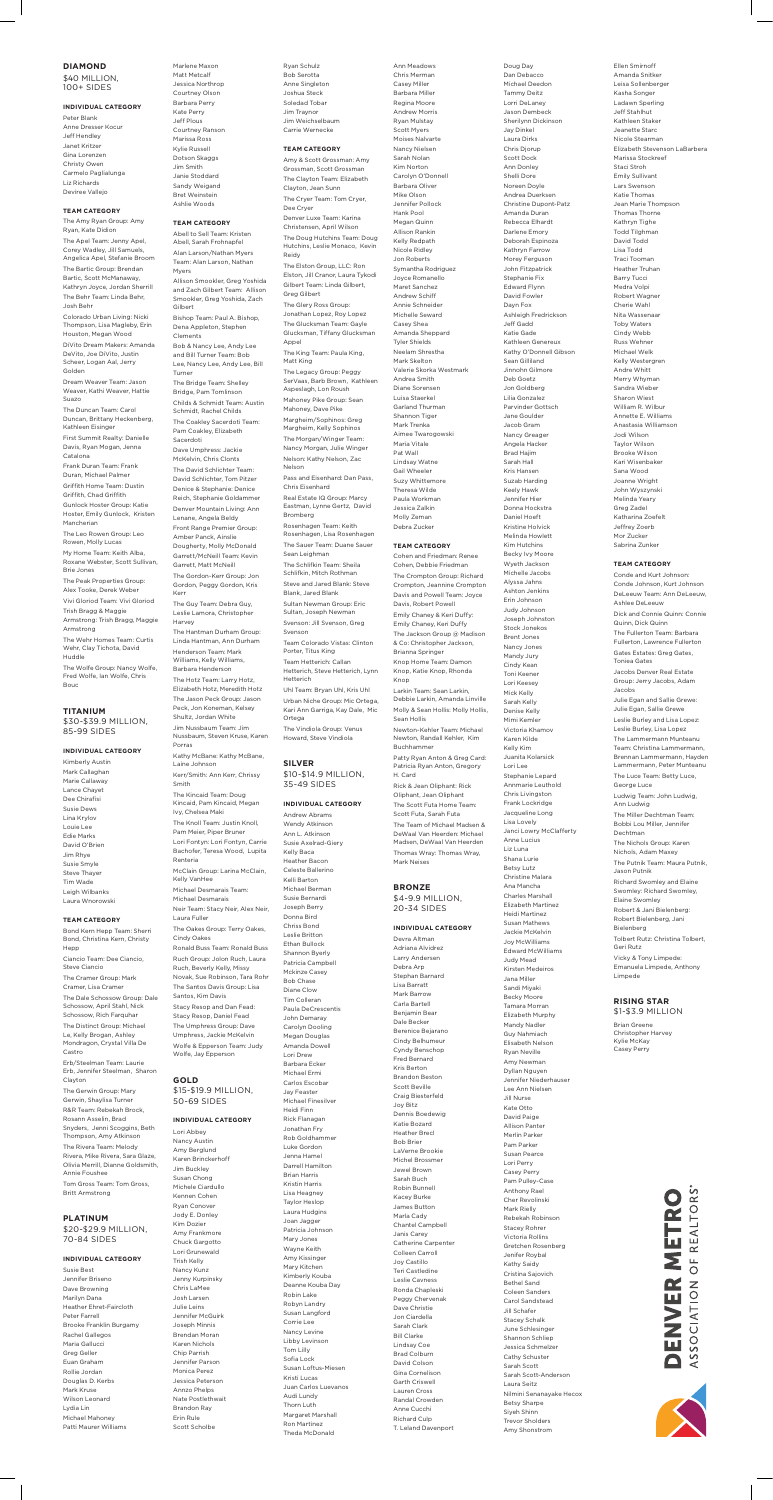## DIAMOND
### $40 MILLION, 100+ SIDES

#### INDIVIDUAL CATEGORY

Peter Blank
Anne Dresser Kocur
Jeff Hendley
Janet Kritzer
Gina Lorenzen
Christy Owen
Carmelo Paglialunga
Liz Richards
Devinee Vallejo

#### TEAM CATEGORY

The Amy Ryan Group: Amy Ryan, Kate Didion
The Apel Team: Jenny Apel, Corey Wadley, Jill Samuels, Angelica Apel, Stefanie Broom
The Bartic Group: Brendan Bartic, Scott McManaway, Kathryn Joyce, Jordan Sherrill
The Behr Team: Linda Behr, Josh Behr
Colorado Urban Living: Nicki Thompson, Lisa Magleby, Erin Houston, Megan Wood
DiVito Dream Makers: Amanda DeVito, Joe DiVito, Justin Scheer, Logan Aal, Jerry Golden
Dream Weaver Team: Jason Weaver, Kathi Weaver, Hattie Suazo
The Duncan Team: Carol Duncan, Brittany Heckenberg, Kathleen Eisinger
First Summit Realty: Danielle Davis, Ryan Mogan, Jenna Catalona
Frank Duran Team: Frank Duran, Michael Palmer
Griffith Home Team: Dustin Griffith, Chad Griffith
Gunlock Hoster Group: Katie Hoster, Emily Gunlock, Kristen Mancherian
The Leo Rowen Group: Leo Rowen, Molly Lucas
My Home Team: Keith Alba, Roxane Webster, Scott Sullivan, Brie Jones
The Peak Properties Group: Alex Tooke, Derek Weber
Vivi Gloriod Team: Vivi Gloriod
Trish Bragg & Maggie Armstrong: Trish Bragg, Maggie Armstrong
The Wehr Homes Team: Curtis Wehr, Clay Tichota, David Huddle
The Wolfe Group: Nancy Wolfe, Fred Wolfe, Ian Wolfe, Chris Bouc

## TITANIUM
### $30-$39.9 MILLION, 85-99 SIDES

#### INDIVIDUAL CATEGORY

Kimberly Austin
Mark Callaghan
Marie Callaway
Lance Chayet
Dee Chirafisi
Susie Dews
Lina Krylov
Louie Lee
Edie Marks
David O'Brien
Jim Rhye
Susie Smyle
Steve Thayer
Tim Wade
Leigh Wilbanks
Laura Wnorowski

#### TEAM CATEGORY

Bond Kern Hepp Team: Sherri Bond, Christina Kern, Christy Hepp
Ciancio Team: Dee Ciancio, Steve Ciancio
The Cramer Group: Mark Cramer, Lisa Cramer
The Dale Schossow Group: Dale Schossow, April Stahl, Nick Schossow, Rich Farquhar
The Distinct Group: Michael Le, Kelly Brogan, Ashley Mondragon, Crystal Villa De Castro
Erb/Steelman Team: Laurie Erb, Jennifer Steelman, Sharon Clayton
The Gerwin Group: Mary Gerwin, Shaylisa Turner
R&R Team: Rebekah Brock, Rosann Asselin, Brad Snyders, Jenni Scoggins, Beth Thompson, Amy Atkinson
The Rivera Team: Melody Rivera, Mike Rivera, Sara Glaze, Olivia Merrill, Dianne Goldsmith, Annie Foushee
Tom Gross Team: Tom Gross, Britt Armstrong

## PLATINUM
### $20-$29.9 MILLION, 70-84 SIDES

#### INDIVIDUAL CATEGORY

Susie Best
Jennifer Briseno
Dave Browning
Marilyn Dana
Heather Ehret-Faircloth
Peter Farrell
Brooke Franklin Burgamy
Rachel Gallegos
Maria Gallucci
Greg Geller
Evan Graham
Rollie Jordan
Douglas D. Kerbs
Mark Kruse
Wilson Leonard
Lydia Lin
Michael Mahoney
Patti Maurer Williams
Marlene Maxon
Matt Metcalf
Jessica Northrop
Courtney Olson
Barbara Perry
Kate Perry
Jeff Pious
Courtney Ranson
Marissa Ross
Kylie Russell
Dotson Skaggs
Jim Smith
Janie Stoddard
Sandy Weigand
Bret Weinstein
Ashlie Woods

#### TEAM CATEGORY

Abell to Sell Team: Kristen Abell, Sarah Frohnapfel
Alan Larson/Nathan Myers Team: Alan Larson, Nathan Myers
Allison Smookler, Greg Yoshida and Zach Gilbert Team: Allison Smookler, Greg Yoshida, Zach Gilbert
Bishop Team: Paul A. Bishop, Dena Appleton, Stephen Clements
Bob & Nancy Lee, Andy Lee and Bill Turner Team: Bob Lee, Nancy Lee, Andy Lee, Bill Turner
The Bridge Team: Shelley Bridge, Pam Tomlinson
Childs & Schmidt Team: Austin Schmidt, Rachel Childs
The Coakley Sacerdoti Team: Pam Coakley, Elizabeth Sacerdoti
Dave Umphress: Jackie McKelvin, Chris Clonts
The David Schlichter Team: David Schlichter, Tom Pitzer
Denice & Stephanie: Denice Reich, Stephanie Goldammer
Denver Mountain Living: Ann Lenane, Angela Beldy
Front Range Premier Group: Amber Panck, Ainslie Dougherty, Molly McDonald
Garrett/McNeill Team: Kevin Garrett, Matt McNeill
The Gordon-Kerr Group: Jon Gordon, Peggy Gordon, Kris Kerr
The Guy Team: Debra Guy, Leslie Lamora, Christopher Harvey
The Hantman Durham Group: Linda Hantman, Ann Durham
Henderson Team: Mark Williams, Kelly Williams, Barbara Henderson
The Hotz Team: Larry Hotz, Elizabeth Hotz, Meredith Hotz
The Jason Peck Group: Jason Peck, Jon Koneman, Kelsey Shultz, Jordan White
Jim Nussbaum Team: Jim Nussbaum, Steven Kruse, Karen Porras
Kathy McBane: Kathy McBane, Laine Johnson
Kerr/Smith: Ann Kerr, Chrissy Smith
The Kincaid Team: Doug Kincaid, Pam Kincaid, Megan Ivy, Chelsea Maki
The Knoll Team: Justin Knoll, Pam Meier, Piper Bruner
Lori Fontyn: Lori Fontyn, Carrie Bachofer, Teresa Wood, Lupita Renteria
McClain Group: Lanna McClain, Kelly VanHee
Michael Desmarais Team: Michael Desmarais
Neir Team: Stacy Neir, Alex Neir, Laura Fuller
The Oakes Group: Terry Oakes, Cindy Oakes
Ronald Buss Team: Ronald Buss
Ruch Group: JoJon Ruch, Laura Ruch, Beverly Kelly, Missy Novak, Sue Robinson, Tara Rohr
The Santos Davis Group: Lisa Santos, Kim Davis
Stacy Resop and Dan Fead: Stacy Resop, Daniel Fead
The Umphress Group: Dave Umphress, Jackie McKelvin
Wolfe & Epperson Team: Judy Wolfe, Jay Epperson

## GOLD
### $15-$19.9 MILLION, 50-69 SIDES

#### INDIVIDUAL CATEGORY

Lori Abbey
Nancy Austin
Amy Berglund
Karen Brinckerhoff
Jim Buckley
Susan Chong
Michele Ciardullo
Kennen Cohen
Ryan Conover
Jody E. Donley
Kim Dozier
Amy Frankmore
Chuck Gargotto
Lori Grunewald
Trish Kelly
Nancy Kunz
Jenny Kurpinsky
Chris LaMee
Josh Larsen
Julie Leins
Jennifer McGuirk
Joseph Minnis
Brendan Moran
Karen Nichols
Chip Parrish
Jennifer Parson
Monica Perez
Jessica Peterson
Annzo Phelps
Nate Postlethwait
Brandon Ray
Erin Rule
Scott Schoibe
Ryan Schulz
Bob Serotta
Anne Singleton
Joshua Steck
Soledad Tobar
Jim Traynor
Jim Weichselbaum
Carrie Wernecke

#### TEAM CATEGORY

Amy & Scott Grossman: Amy Grossman, Scott Grossman
The Clayton Team: Elizabeth Clayton, Jean Sunn
The Cryer Team: Tom Cryer, Dee Cryer
Denver Luxe Team: Karina Christensen, April Wilson
The Doug Hutchins Team: Doug Hutchins, Leslie Monaco, Kevin Reidy
The Elston Group, LLC: Ron Elston, Jill Cranor, Laura Tykodi
Gilbert Team: Linda Gilbert, Greg Gilbert
The Glery Ross Group: Jonathan Lopez, Roy Lopez
The Glucksman Team: Gayle Glucksman, Tiffany Glucksman Appel
The King Team: Paula King, Matt King
The Legacy Group: Peggy SerVaas, Barb Brown, Kathleen Aspeslagh, Lon Roush
Mahoney Pike Group: Sean Mahoney, Dave Pike
Margheim/Sophinos: Greg Margheim, Kelly Sophinos
The Morgan/Winger Team: Nancy Morgan, Julie Winger
Nelson: Kathy Nelson, Zac Nelson
Pass and Eisenhard: Dan Pass, Chris Eisenhard
Real Estate IQ Group: Marcy Eastman, Lynne Gertz, David Bromberg
Rosenhagen Team: Keith Rosenhagen, Lisa Rosenhagen
The Sauer Team: Duane Sauer Sean Leighman
The Schlifkin Team: Sheila Schlifkin, Mitch Rothman
Steve and Jared Blank: Steve Blank, Jared Blank
Sultan Newman Group: Eric Sultan, Joseph Newman
Svenson: Jill Svenson, Greg Svenson
Team Colorado Vistas: Clinton Porter, Titus King
Team Hetterich: Callan Hetterich, Steve Hetterich, Lynn Hetterich
Uhl Team: Bryan Uhl, Kris Uhl
Urban Niche Group: Mic Ortega, Kari Ann Garriga, Kay Dale, Mic Ortega
The Vindiola Group: Venus Howard, Steve Vindiola

## SILVER
### $10-$14.9 MILLION, 35-49 SIDES

#### INDIVIDUAL CATEGORY

Andrew Abrams
Wendy Atkinson
Ann L. Atkinson
Susie Axelrad-Giery
Kelly Baca
Heather Bacon
Celeste Ballerino
Kelli Barton
Michael Berman
Susie Bernardi
Joseph Berry
Donna Bird
Chriss Bond
Leslie Britton
Ethan Bullock
Shannon Byerly
Patricia Campbell
Mckinze Casey
Bob Chase
Diane Clow
Tim Colleran
Paula DeCrescentis
John Demaray
Carolyn Dooling
Megan Douglas
Amanda Dowell
Lori Drew
Barbara Ecker
Michael Ermi
Carlos Escobar
Jay Feaster
Michael Finesilver
Heidi Finn
Rick Flanagan
Jonathan Fry
Rob Goldhammer
Luke Gordon
Jenna Hamel
Darrell Hamilton
Brian Harris
Kristin Harris
Lisa Heagney
Taylor Heslop
Laura Hudgins
Joan Jagger
Patricia Johnson
Mary Jones
Wayne Keith
Amy Kissinger
Mary Kitchen
Kimberly Kouba
Deanne Kouba Day
Robin Lake
Robyn Landry
Susan Langford
Corrie Lee
Nancy Levine
Libby Levinson
Tom Lilly
Sofia Lock
Susan Loftus-Miesen
Kristi Lucas
Juan Carlos Luevanos
Audi Lundy
Thorn Luth
Margaret Marshall
Ron Martinez
Theda McDonald
Ann Meadows
Chris Merman
Casey Miller
Barbara Miller
Regina Moore
Andrew Morris
Ryan Mulstay
Scott Myers
Moises Nalvarte
Nancy Nielsen
Sarah Nolan
Kim Norton
Carolyn O'Donnell
Barbara Oliver
Mike Olson
Jennifer Pollock
Hank Pool
Megan Quinn
Allison Rankin
Kelly Redpath
Nicole Ridley
Jon Roberts
Symantha Rodriguez
Joyce Romanello
Maret Sanchez
Andrew Schiff
Annie Schneider
Michelle Seward
Casey Shea
Amanda Sheppard
Tyler Shields
Neelam Shrestha
Mark Skelton
Valerie Skorka Westmark
Andrea Smith
Diane Sorensen
Luisa Staerkel
Garland Thurman
Shannon Tiger
Mark Trenka
Aimee Twarogowski
Maria Vitale
Pat Wall
Lindsay Watne
Gail Wheeler
Suzy Whittemore
Theresa Wilde
Paula Workman
Jessica Zalkin
Molly Zeman
Debra Zucker

#### TEAM CATEGORY

Cohen and Friedman: Renee Cohen, Debbie Friedman
The Crompton Group: Richard Crompton, Jeannine Crompton
Davis and Powell Team: Joyce Davis, Robert Powell
Emily Chaney & Keri Duffy: Emily Chaney, Keri Duffy
The Jackson Group @ Madison & Co: Christopher Jackson, Brianna Springer
Knop Home Team: Damon Knop, Katie Knop, Rhonda Knop
Larkin Team: Sean Larkin, Debbie Larkin, Amanda Linville
Molly & Sean Hollis: Molly Hollis, Sean Hollis
Newton-Kehler Team: Michael Newton, Randall Kehler, Kim Buchhammer
Patty Ryan Anton & Greg Card: Patricia Ryan Anton, Gregory H. Card
Rick & Jean Oliphant: Rick Oliphant, Jean Oliphant
The Scott Futa Home Team: Scott Futa, Sarah Futa
The Team of Michael Madsen & DeWaal Van Heerden: Michael Madsen, DeWaal Van Heerden
Thomas Wray: Thomas Wray, Mark Neises

## BRONZE
### $4-9.9 MILLION, 20-34 SIDES

#### INDIVIDUAL CATEGORY

Devra Altman
Adriana Alvarez
Larry Andersen
Debra Arp
Stephan Barnard
Lisa Barratt
Mark Barrow
Carla Bartell
Benjamin Bear
Dale Becker
Berenice Bejarano
Cindy Belhumeur
Cyndy Benschop
Fred Bernard
Kris Berton
Brandon Beston
Scott Beville
Craig Biesterfeld
Joy Bitz
Dennis Boedewig
Katie Bozard
Heather Brect
Bob Brier
LaVerne Brookie
Michel Brossmer
Jewel Brown
Sarah Buch
Robin Bunnell
Kacey Burke
James Button
Marla Cady
Chantel Campbell
Janis Carey
Catherine Carpenter
Colleen Carroll
Joy Castillo
Teri Castledine
Leslie Caveness
Ronda Chapleski
Peggy Chervenak
Dave Christie
Jon Ciardella
Sarah Clark
Bill Clarke
Lindsay Coe
Brad Colburn
David Colson
Gina Cornelison
Garth Creswell
Lauren Cross
Randal Crowden
Anne Cucchi
Richard Culp
T. Leland Davenport
Doug Day
Dan Debacco
Michael Deedon
Tammy Deitz
Lorri DeLaney
Jason Dembeck
Sherilynn Dickinson
Jay Dinkel
Laura Dirks
Chris Djorup
Scott Dock
Ann Donley
Shelli Dore
Noreen Doyle
Andrea Duerksen
Christine Dupont-Patz
Amanda Duran
Rebecca Elhardt
Darlene Emory
Deborah Espinoza
Kathryn Farrow
Morey Ferguson
John Fitzpatrick
Stephanie Fix
Edward Flynn
David Fowler
Dayn Fox
Ashleigh Fredrickson
Jeff Gadd
Katie Gade
Kathleen Genereux
Kathy O'Donnell Gibson
Sean Gilliland
Jinnohn Gilmore
Deb Goetz
Jon Goldberg
Lilia Gonzalez
Parvinder Gottsch
Jane Gouldner
Jacob Gram
Nancy Greager
Angela Hacker
Brad Hajim
Sarah Hall
Kris Hansen
Suzab Harding
Keely Hawk
Jennifer Hier
Donna Hockstra
Daniel Hoeft
Kristine Holvick
Melinda Howlett
Kim Hutchins
Becky Ivy Moore
Wyeth Jackson
Michelle Jacobs
Alyssa Jahns
Ashton Jenkins
Erin Johnson
Judy Johnson
Joseph Johnston
Stock Jonekos
Brent Jones
Nancy Jones
Mandy Jury
Cindy Kean
Toni Keener
Lori Keesey
Mick Kelly
Sarah Kelly
Denise Kelly
Mimi Kemler
Victoria Khamov
Karen Kilde
Kelly Kim
Juanita Kolarsick
Lori Lee
Stephanie Lepard
Annmarie Leuthold
Chris Livingston
Frank Lockridge
Jacqueline Long
Lisa Lovely
Janci Lowry McClafferty
Anne Lucius
Liz Luna
Shane Lurie
Betsy Lutz
Christine Malara
Ana Mancha
Charles Marshall
Elizabeth Martinez
Heidi Martinez
Susan Mathews
Jackie McKelvin
Joy McWilliams
Edward McWilliams
Judy Mead
Kirsten Medeiros
Jana Miller
Sandi Miyaki
Becky Moore
Tamara Moran
Elizabeth Murphy
Mandy Nadler
Guy Nahmiach
Elisabeth Nelson
Ryan Neville
Amy Newman
Dyllan Nguyen
Jennifer Niederhauser
Lee Ann Nielsen
Jill Nurse
Kate Otto
David Paige
Allison Panter
Merlin Parker
Pam Parker
Susan Pearce
Lori Perry
Casey Perry
Pam Pulley-Case
Anthony Rael
Cher Revolinski
Mark Rielly
Rebekah Robinson
Stacey Rohrer
Victoria Rollins
Gretchen Rosenberg
Jenifer Roybal
Kathy Saidy
Cristina Sajovich
Bethel Sand
Coleen Sanders
Carol Sandstead
Jill Schafer
Stacey Schalk
June Schlesinger
Shannon Schlep
Jessica Schmelzer
Cathy Schuster
Sarah Scott
Sarah Scott-Anderson
Laura Seitz
Nilmini Senanayake Hecox
Betsy Sharpe
Siyeh Shinn
Trevor Shoulders
Amy Shorstrom
Ellen Sminroff
Amanda Snitker
Leisa Sollenberger
Kasha Songer
Ladawn Sperling
Jeff Stahlhut
Kathleen Steker
Jeanette Starc
Nicole Stearman
Elizabeth Stevenson LaBarbera
Marissa Stockreef
Staci Stroh
Emily Sullivant
Lars Swenson
Katie Thomas
Jean Marie Thompson
Thomas Thorne
Kathryn Tighe
Todd Tilghman
David Todd
Lisa Todd
Traci Tooman
Heather Truhan
Barry Tucci
Medra Volpi
Robert Wagner
Cherie Wahl
Nita Wassenaar
Toby Waters
Cindy Webb
Russ Wehner
Michael Welk
Kelly Westergren
Andre Whitt
Merry Whyman
Sandra Wieber
Sharon Wiest
William R. Wilbur
Annette E. Williams
Anastasia Williamson
Jodi Wilson
Taylor Wilson
Brooke Wilson
Keri Wisenbaker
Sana Wood
Joanne Wright
John Wyszynski
Melinda Yeary
Greg Zadel
Katharina Zoefelt
Jeffrey Zoerb
Mor Zucker
Sabrina Zunker

#### TEAM CATEGORY

Conde and Kurt Johnson: Conde Johnson, Kurt Johnson
DeLeeuw Team: Ann DeLeeuw, Ashlee DeLeeuw
Dick and Connie Quinn: Connie Quinn, Dick Quinn
The Fullerton Team: Barbara Fullerton, Lawrence Fullerton
Gates Estates: Greg Gates, Toniea Gates
Jacobs Denver Real Estate Group: Jerry Jacobs, Adam Jacobs
Julie Egan and Sallie Grewe: Julie Egan, Sallie Grewe
Leslie Burley and Lisa Lopez: Leslie Burley, Lisa Lopez
The Lammermann Munteanu Team: Christina Lammermann, Brennan Lammermann, Hayden Lammermann, Peter Munteanu
The Luce Team: Betty Luce, George Luce
Ludwig Team: John Ludwig, Ann Ludwig
The Miller Dechtman Team: Bobbi Lou Miller, Jennifer Dechtman
The Nichols Group: Karen Nichols, Adam Maxey
The Putnik Team: Maura Putnik, Jason Putnik
Richard Swomley and Elaine Swomley: Richard Swomley, Elaine Swomley
Robert & Jani Bielenberg: Robert Bielenberg, Jani Bielenberg
Tolbert Rutz: Christina Tolbert, Geri Rutz
Vicky & Tony Limpede: Emanuela Limpede, Anthony Limpede

## RISING STAR
### $1-$3.9 MILLION

Brian Greene
Christopher Harvey
Kylie McKay
Casey Perry

DENVER METRO ASSOCIATION OF REALTORS®